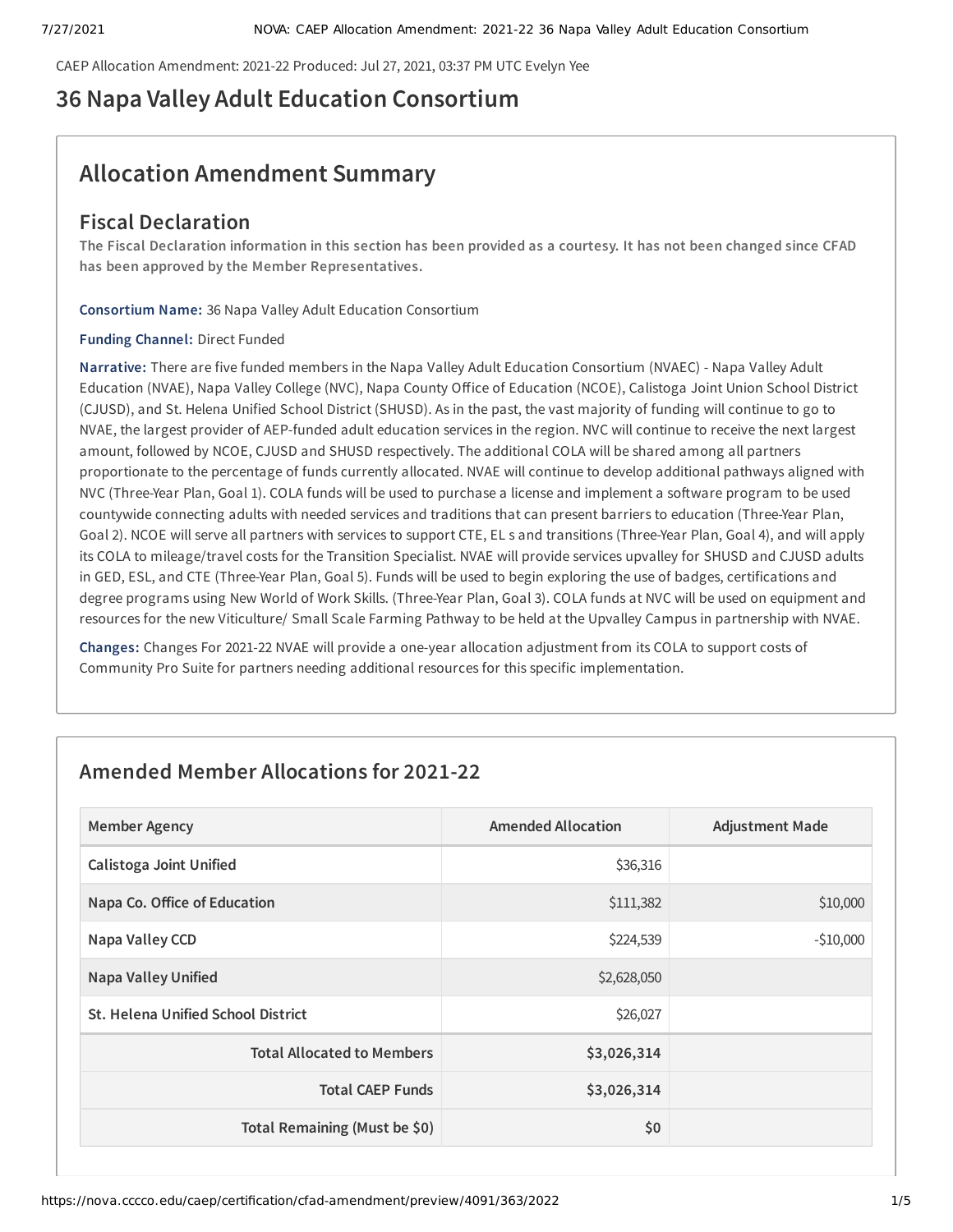CAEP Allocation Amendment: 2021-22 Produced: Jul 27, 2021, 03:37 PM UTC Evelyn Yee

# 36 Napa Valley Adult Education Consortium

## Allocation Amendment Summary

### Fiscal Declaration

**The Fiscal Declaration information in this section has been provided as a courtesy. It has not been changed since CFAD has been approved by the Member Representatives.**

**Consortium Name:** 36 Napa Valley Adult Education Consortium

**Funding Channel:** Direct Funded

**Narrative:** There are five funded members in the Napa Valley Adult Education Consortium (NVAEC) - Napa Valley Adult Education (NVAE), Napa Valley College (NVC), Napa County Office of Education (NCOE), Calistoga Joint Union School District (CJUSD), and St. Helena Unified School District (SHUSD). As in the past, the vast majority of funding will continue to go to NVAE, the largest provider of AEP-funded adult education services in the region. NVC will continue to receive the next largest amount, followed by NCOE, CJUSD and SHUSD respectively. The additional COLA will be shared among all partners proportionate to the percentage of funds currently allocated. NVAE will continue to develop additional pathways aligned with NVC (Three-Year Plan, Goal 1). COLA funds will be used to purchase a license and implement a software program to be used countywide connecting adults with needed services and traditions that can present barriers to education (Three-Year Plan, Goal 2). NCOE will serve all partners with services to support CTE, EL s and transitions (Three-Year Plan, Goal 4), and will apply its COLA to mileage/travel costs for the Transition Specialist. NVAE will provide services upvalley for SHUSD and CJUSD adults in GED, ESL, and CTE (Three-Year Plan, Goal 5). Funds will be used to begin exploring the use of badges, certifications and degree programs using New World of Work Skills. (Three-Year Plan, Goal 3). COLA funds at NVC will be used on equipment and resources for the new Viticulture/ Small Scale Farming Pathway to be held at the Upvalley Campus in partnership with NVAE.

**Changes:** Changes For 2021-22 NVAE will provide a one-year allocation adjustment from its COLA to support costs of Community Pro Suite for partners needing additional resources for this specific implementation.

## Amended Member Allocations for 2021-22

| Member Agency | Amended Allocation | Adjustment Made |
|---|---|---|
| Calistoga Joint Unified | $36,316 | |
| Napa Co. Office of Education | $111,382 | $10,000 |
| Napa Valley CCD | $224,539 | -$10,000 |
| Napa Valley Unified | $2,628,050 | |
| St. Helena Unified School District | $26,027 | |
| **Total Allocated to Members** | **$3,026,314** | |
| **Total CAEP Funds** | **$3,026,314** | |
| **Total Remaining (Must be $0)** | **$0** | |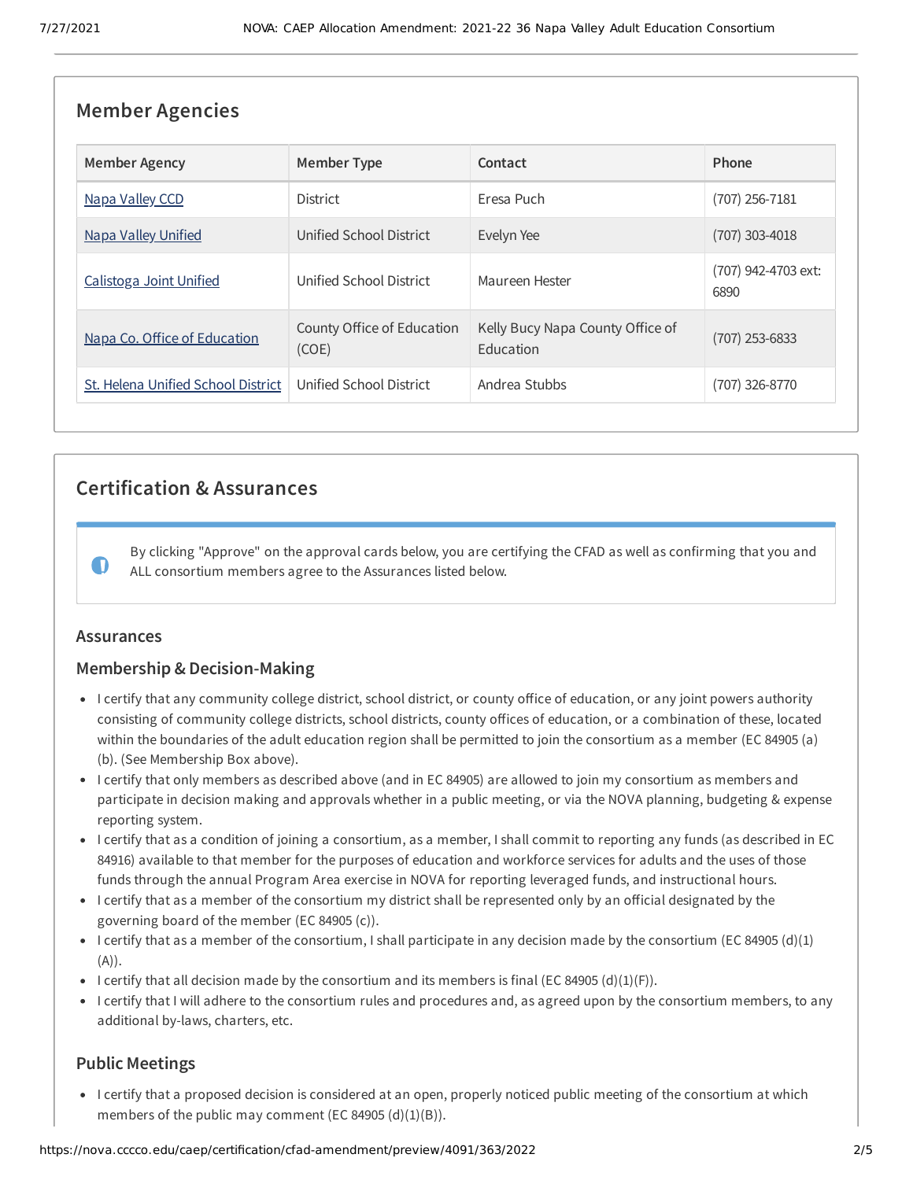## Member Agencies

| Member Agency | Member Type | Contact | Phone |
| --- | --- | --- | --- |
| Napa Valley CCD | District | Eresa Puch | (707) 256-7181 |
| Napa Valley Unified | Unified School District | Evelyn Yee | (707) 303-4018 |
| Calistoga Joint Unified | Unified School District | Maureen Hester | (707) 942-4703 ext: 6890 |
| Napa Co. Office of Education | County Office of Education (COE) | Kelly Bucy Napa County Office of Education | (707) 253-6833 |
| St. Helena Unified School District | Unified School District | Andrea Stubbs | (707) 326-8770 |

## Certification & Assurances

By clicking "Approve" on the approval cards below, you are certifying the CFAD as well as confirming that you and ALL consortium members agree to the Assurances listed below.

### Assurances

### Membership & Decision-Making

- I certify that any community college district, school district, or county office of education, or any joint powers authority consisting of community college districts, school districts, county offices of education, or a combination of these, located within the boundaries of the adult education region shall be permitted to join the consortium as a member (EC 84905 (a) (b). (See Membership Box above).
- I certify that only members as described above (and in EC 84905) are allowed to join my consortium as members and participate in decision making and approvals whether in a public meeting, or via the NOVA planning, budgeting & expense reporting system.
- I certify that as a condition of joining a consortium, as a member, I shall commit to reporting any funds (as described in EC 84916) available to that member for the purposes of education and workforce services for adults and the uses of those funds through the annual Program Area exercise in NOVA for reporting leveraged funds, and instructional hours.
- I certify that as a member of the consortium my district shall be represented only by an official designated by the governing board of the member (EC 84905 (c)).
- I certify that as a member of the consortium, I shall participate in any decision made by the consortium (EC 84905 (d)(1)(A)).
- I certify that all decision made by the consortium and its members is final (EC 84905 (d)(1)(F)).
- I certify that I will adhere to the consortium rules and procedures and, as agreed upon by the consortium members, to any additional by-laws, charters, etc.

### Public Meetings

- I certify that a proposed decision is considered at an open, properly noticed public meeting of the consortium at which members of the public may comment (EC 84905 (d)(1)(B)).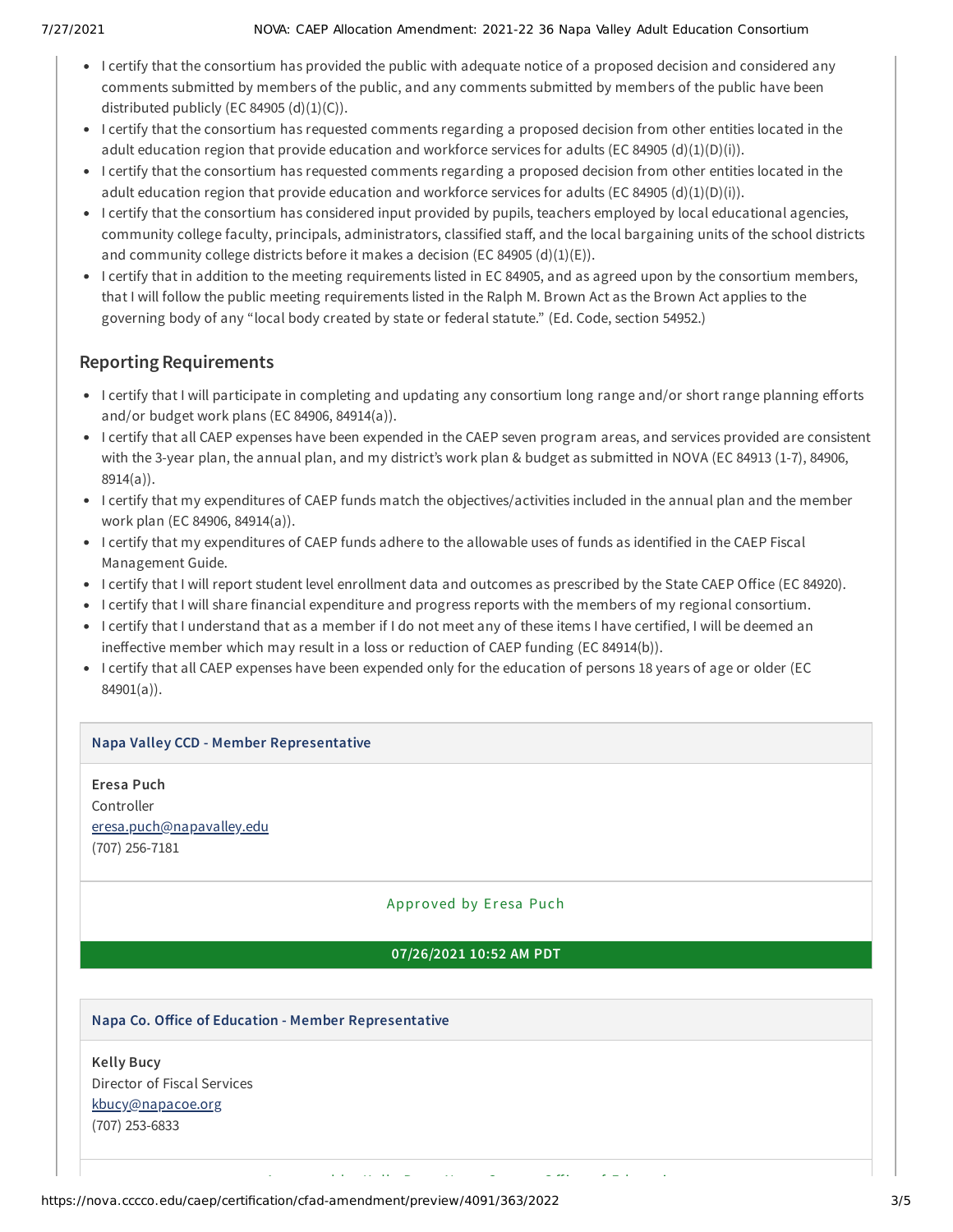- I certify that the consortium has provided the public with adequate notice of a proposed decision and considered any comments submitted by members of the public, and any comments submitted by members of the public have been distributed publicly (EC 84905 (d)(1)(C)).
- I certify that the consortium has requested comments regarding a proposed decision from other entities located in the adult education region that provide education and workforce services for adults (EC 84905 (d)(1)(D)(i)).
- I certify that the consortium has requested comments regarding a proposed decision from other entities located in the adult education region that provide education and workforce services for adults (EC 84905 (d)(1)(D)(i)).
- I certify that the consortium has considered input provided by pupils, teachers employed by local educational agencies, community college faculty, principals, administrators, classified staff, and the local bargaining units of the school districts and community college districts before it makes a decision (EC 84905 (d)(1)(E)).
- I certify that in addition to the meeting requirements listed in EC 84905, and as agreed upon by the consortium members, that I will follow the public meeting requirements listed in the Ralph M. Brown Act as the Brown Act applies to the governing body of any "local body created by state or federal statute." (Ed. Code, section 54952.)

## Reporting Requirements

- I certify that I will participate in completing and updating any consortium long range and/or short range planning efforts and/or budget work plans (EC 84906, 84914(a)).
- I certify that all CAEP expenses have been expended in the CAEP seven program areas, and services provided are consistent with the 3-year plan, the annual plan, and my district's work plan & budget as submitted in NOVA (EC 84913 (1-7), 84906, 8914(a)).
- I certify that my expenditures of CAEP funds match the objectives/activities included in the annual plan and the member work plan (EC 84906, 84914(a)).
- I certify that my expenditures of CAEP funds adhere to the allowable uses of funds as identified in the CAEP Fiscal Management Guide.
- I certify that I will report student level enrollment data and outcomes as prescribed by the State CAEP Office (EC 84920).
- I certify that I will share financial expenditure and progress reports with the members of my regional consortium.
- I certify that I understand that as a member if I do not meet any of these items I have certified, I will be deemed an ineffective member which may result in a loss or reduction of CAEP funding (EC 84914(b)).
- I certify that all CAEP expenses have been expended only for the education of persons 18 years of age or older (EC 84901(a)).

**Napa Valley CCD - Member Representative**

**Eresa Puch**
Controller
eresa.puch@napavalley.edu
(707) 256-7181

Approved by Eresa Puch

**07/26/2021 10:52 AM PDT**

**Napa Co. Office of Education - Member Representative**

**Kelly Bucy**
Director of Fiscal Services
kbucy@napacoe.org
(707) 253-6833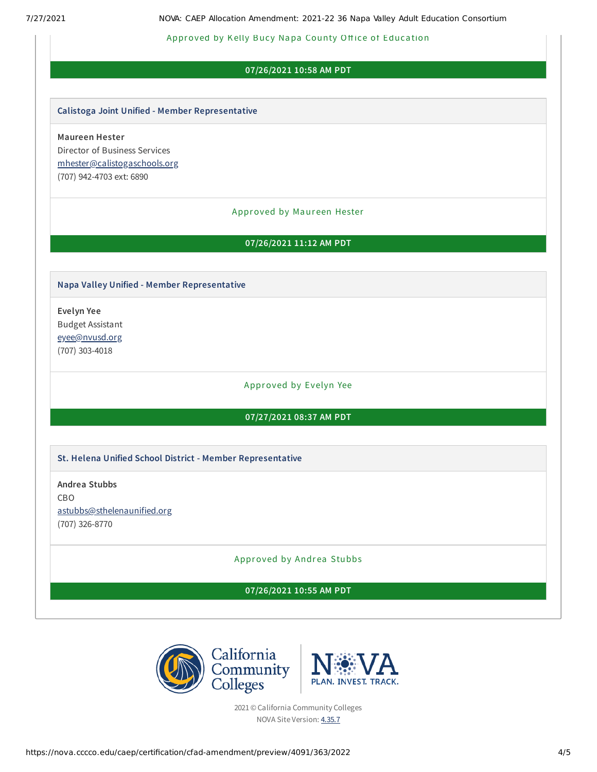Approved by Kelly Bucy Napa County Office of Education

**07/26/2021 10:58 AM PDT**

### Calistoga Joint Unified - Member Representative

**Maureen Hester**
Director of Business Services
mhester@calistogaschools.org
(707) 942-4703 ext: 6890

Approved by Maureen Hester

**07/26/2021 11:12 AM PDT**

### Napa Valley Unified - Member Representative

**Evelyn Yee**
Budget Assistant
eyee@nvusd.org
(707) 303-4018

Approved by Evelyn Yee

**07/27/2021 08:37 AM PDT**

### St. Helena Unified School District - Member Representative

**Andrea Stubbs**
CBO
astubbs@sthelenaunified.org
(707) 326-8770

Approved by Andrea Stubbs

**07/26/2021 10:55 AM PDT**

California Community Colleges

NOVA PLAN. INVEST. TRACK.

2021 © California Community Colleges
NOVA Site Version: 4.35.7